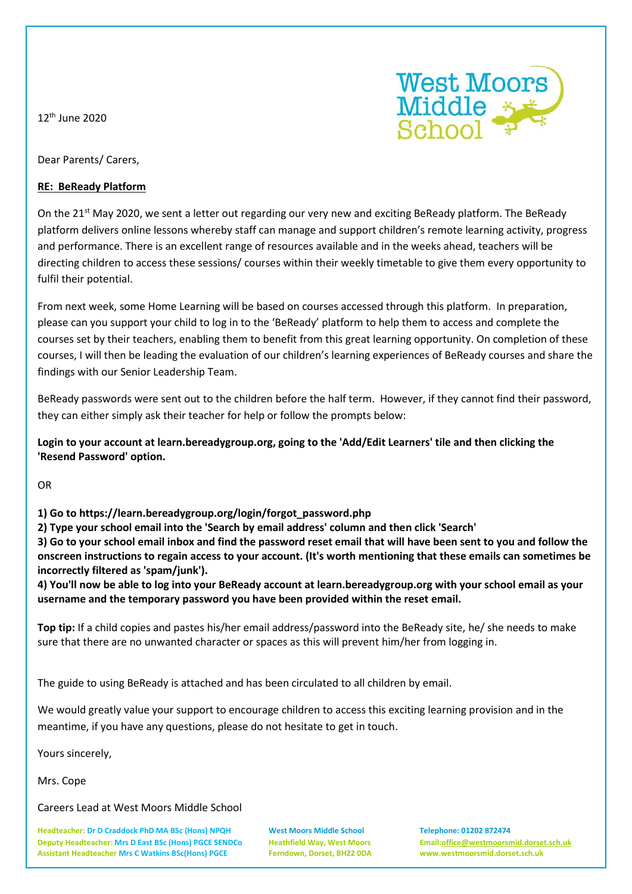West Moors Middle School

12th June 2020

Dear Parents/ Carers,

**RE: BeReady Platform**

On the 21st May 2020, we sent a letter out regarding our very new and exciting BeReady platform. The BeReady platform delivers online lessons whereby staff can manage and support children's remote learning activity, progress and performance. There is an excellent range of resources available and in the weeks ahead, teachers will be directing children to access these sessions/ courses within their weekly timetable to give them every opportunity to fulfil their potential.

From next week, some Home Learning will be based on courses accessed through this platform. In preparation, please can you support your child to log in to the 'BeReady' platform to help them to access and complete the courses set by their teachers, enabling them to benefit from this great learning opportunity. On completion of these courses, I will then be leading the evaluation of our children's learning experiences of BeReady courses and share the findings with our Senior Leadership Team.

BeReady passwords were sent out to the children before the half term. However, if they cannot find their password, they can either simply ask their teacher for help or follow the prompts below:

**Login to your account at learn.bereadygroup.org, going to the 'Add/Edit Learners' tile and then clicking the 'Resend Password' option.**

OR

**1) Go to https://learn.bereadygroup.org/login/forgot_password.php**
**2) Type your school email into the 'Search by email address' column and then click 'Search'**
**3) Go to your school email inbox and find the password reset email that will have been sent to you and follow the onscreen instructions to regain access to your account. (It's worth mentioning that these emails can sometimes be incorrectly filtered as 'spam/junk').**
**4) You'll now be able to log into your BeReady account at learn.bereadygroup.org with your school email as your username and the temporary password you have been provided within the reset email.**

**Top tip:** If a child copies and pastes his/her email address/password into the BeReady site, he/ she needs to make sure that there are no unwanted character or spaces as this will prevent him/her from logging in.

The guide to using BeReady is attached and has been circulated to all children by email.

We would greatly value your support to encourage children to access this exciting learning provision and in the meantime, if you have any questions, please do not hesitate to get in touch.

Yours sincerely,

Mrs. Cope

Careers Lead at West Moors Middle School

Headteacher: Dr D Craddock PhD MA BSc (Hons) NPQH
Deputy Headteacher: Mrs D East BSc (Hons) PGCE SENDCo
Assistant Headteacher Mrs C Watkins BSc(Hons) PGCE

West Moors Middle School
Heathfield Way, West Moors
Ferndown, Dorset, BH22 0DA

Telephone: 01202 872474
Email: office@westmoorsmid.dorset.sch.uk
www.westmoorsmid.dorset.sch.uk